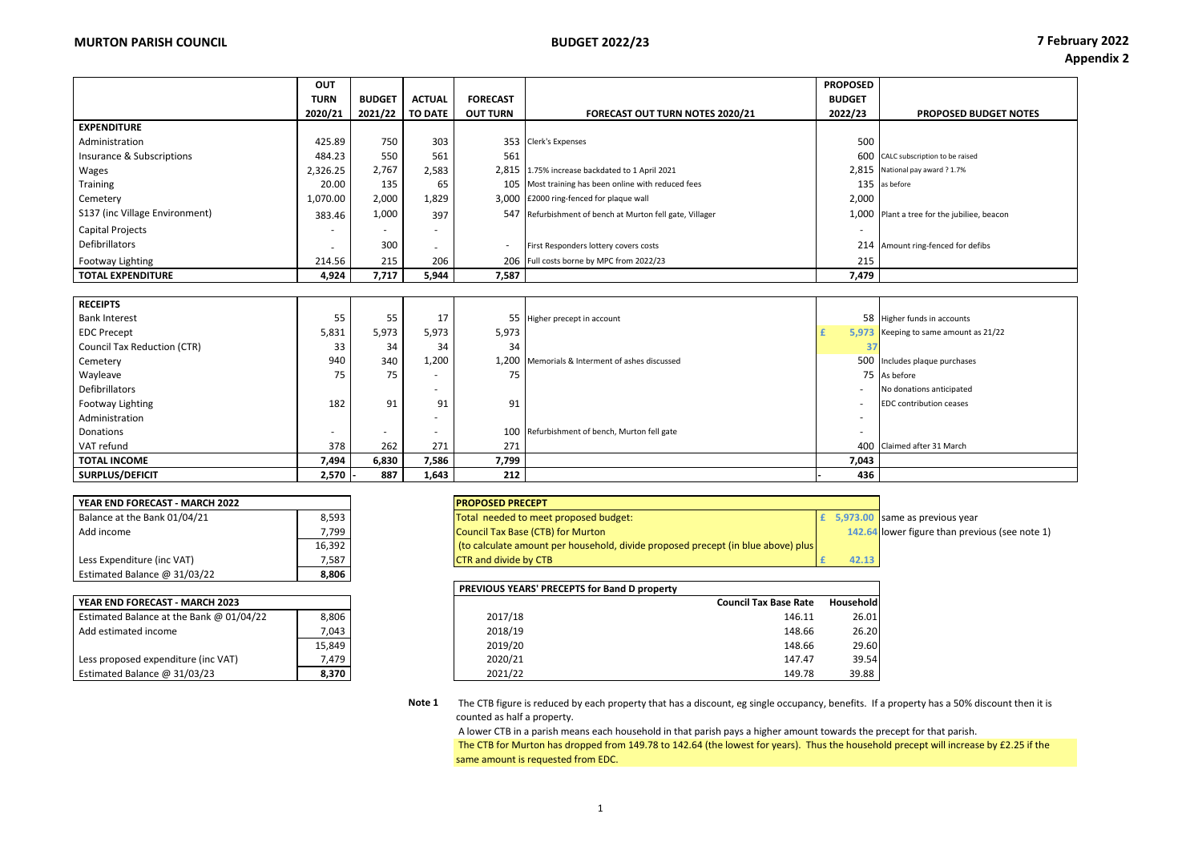**MURTON PARISH COUNCIL** **BUDGET 2022/23** **7 February 2022**

**Appendix 2**

| | OUT TURN 2020/21 | BUDGET 2021/22 | ACTUAL TO DATE | FORECAST OUT TURN | FORECAST OUT TURN NOTES 2020/21 | PROPOSED BUDGET 2022/23 | PROPOSED BUDGET NOTES |
|---|---|---|---|---|---|---|---|
| **EXPENDITURE** | | | | | | | |
| Administration | 425.89 | 750 | 303 | 353 | Clerk's Expenses | 500 | |
| Insurance & Subscriptions | 484.23 | 550 | 561 | 561 | | 600 | CALC subscription to be raised |
| Wages | 2,326.25 | 2,767 | 2,583 | 2,815 | 1.75% increase backdated to 1 April 2021 | 2,815 | National pay award ? 1.7% |
| Training | 20.00 | 135 | 65 | 105 | Most training has been online with reduced fees | 135 | as before |
| Cemetery | 1,070.00 | 2,000 | 1,829 | 3,000 | £2000 ring-fenced for plaque wall | 2,000 | |
| S137 (inc Village Environment) | 383.46 | 1,000 | 397 | 547 | Refurbishment of bench at Murton fell gate, Villager | 1,000 | Plant a tree for the jubiliee, beacon |
| Capital Projects | - | - | - | | | - | |
| Defibrillators | - | 300 | - | - | First Responders lottery covers costs | 214 | Amount ring-fenced for defibs |
| Footway Lighting | 214.56 | 215 | 206 | 206 | Full costs borne by MPC from 2022/23 | 215 | |
| **TOTAL EXPENDITURE** | **4,924** | **7,717** | **5,944** | **7,587** | | **7,479** | |

| **RECEIPTS** | | | | | | | |
|---|---|---|---|---|---|---|---|
| Bank Interest | 55 | 55 | 17 | 55 | Higher precept in account | 58 | Higher funds in accounts |
| EDC Precept | 5,831 | 5,973 | 5,973 | 5,973 | | £ 5,973 | Keeping to same amount as 21/22 |
| Council Tax Reduction (CTR) | 33 | 34 | 34 | 34 | | 37 | |
| Cemetery | 940 | 340 | 1,200 | 1,200 | Memorials & Interment of ashes discussed | 500 | Includes plaque purchases |
| Wayleave | 75 | 75 | - | 75 | | 75 | As before |
| Defibrillators | | | - | | | - | No donations anticipated |
| Footway Lighting | 182 | 91 | 91 | 91 | | - | EDC contribution ceases |
| Administration | | | - | | | - | |
| Donations | - | - | - | 100 | Refurbishment of bench, Murton fell gate | - | |
| VAT refund | 378 | 262 | 271 | 271 | | 400 | Claimed after 31 March |
| **TOTAL INCOME** | **7,494** | **6,830** | **7,586** | **7,799** | | **7,043** | |
| **SURPLUS/DEFICIT** | **2,570** | **- 887** | **1,643** | **212** | | **- 436** | |

| **YEAR END FORECAST - MARCH 2022** | |
|---|---|
| Balance at the Bank 01/04/21 | 8,593 |
| Add income | 7,799 |
| | 16,392 |
| Less Expenditure (inc VAT) | 7,587 |
| Estimated Balance @ 31/03/22 | **8,806** |

| **YEAR END FORECAST - MARCH 2023** | |
|---|---|
| Estimated Balance at the Bank @ 01/04/22 | 8,806 |
| Add estimated income | 7,043 |
| | 15,849 |
| Less proposed expenditure (inc VAT) | 7,479 |
| Estimated Balance @ 31/03/23 | **8,370** |

| **PROPOSED PRECEPT** | | |
|---|---|---|
| Total needed to meet proposed budget: | £ 5,973.00 | same as previous year |
| Council Tax Base (CTB) for Murton | 142.64 | lower figure than previous (see note 1) |
| (to calculate amount per household, divide proposed precept (in blue above) plus CTR and divide by CTB | £ 42.13 | |

| **PREVIOUS YEARS' PRECEPTS for Band D property** | **Council Tax Base Rate** | **Household** |
|---|---|---|
| 2017/18 | 146.11 | 26.01 |
| 2018/19 | 148.66 | 26.20 |
| 2019/20 | 148.66 | 29.60 |
| 2020/21 | 147.47 | 39.54 |
| 2021/22 | 149.78 | 39.88 |

**Note 1** The CTB figure is reduced by each property that has a discount, eg single occupancy, benefits. If a property has a 50% discount then it is counted as half a property.

A lower CTB in a parish means each household in that parish pays a higher amount towards the precept for that parish.

The CTB for Murton has dropped from 149.78 to 142.64 (the lowest for years). Thus the household precept will increase by £2.25 if the same amount is requested from EDC.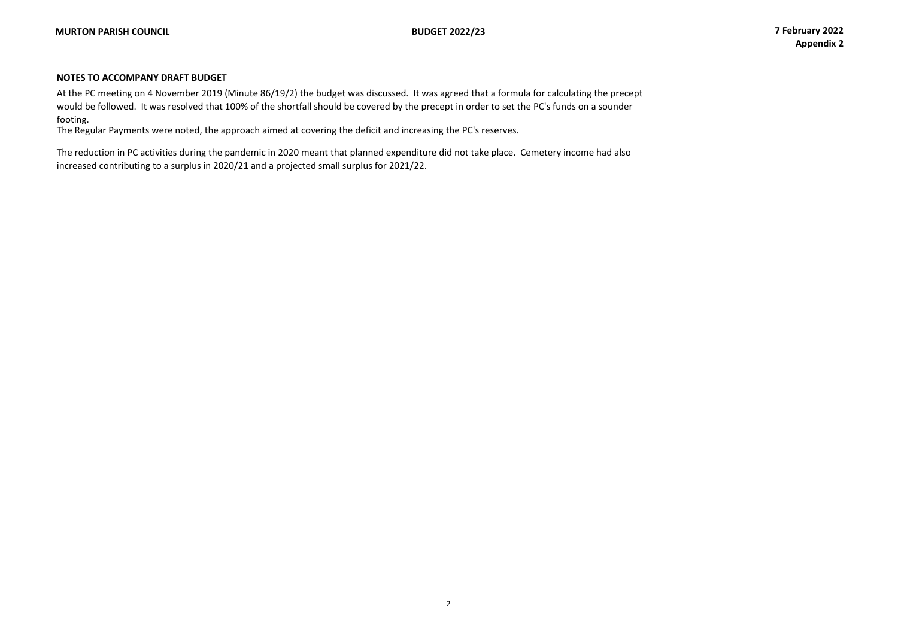## NOTES TO ACCOMPANY DRAFT BUDGET

At the PC meeting on 4 November 2019 (Minute 86/19/2) the budget was discussed. It was agreed that a formula for calculating the precept would be followed. It was resolved that 100% of the shortfall should be covered by the precept in order to set the PC's funds on a sounder footing.
The Regular Payments were noted, the approach aimed at covering the deficit and increasing the PC's reserves.

The reduction in PC activities during the pandemic in 2020 meant that planned expenditure did not take place. Cemetery income had also increased contributing to a surplus in 2020/21 and a projected small surplus for 2021/22.